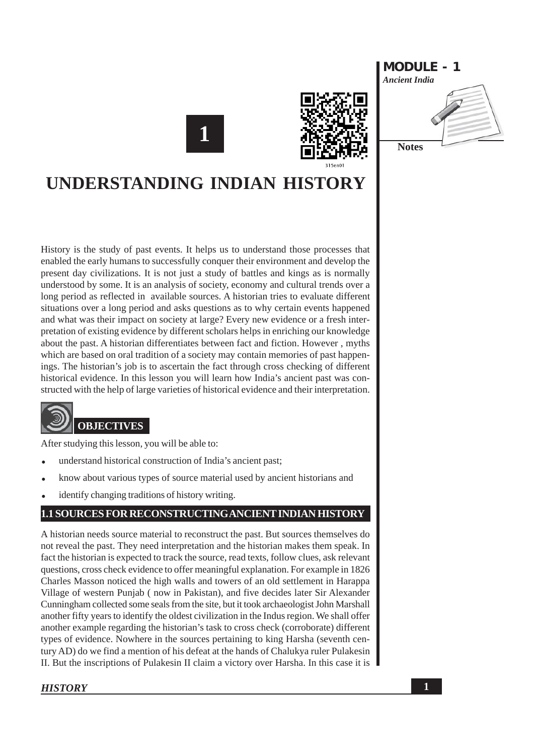# 1

# UNDERSTANDING INDIAN HISTORY

History is the study of past events. It helps us to understand those processes that enabled the early humans to successfully conquer their environment and develop the present day civilizations. It is not just a study of battles and kings as is normally understood by some. It is an analysis of society, economy and cultural trends over a long period as reflected in available sources. A historian tries to evaluate different situations over a long period and asks questions as to why certain events happened and what was their impact on society at large? Every new evidence or a fresh interpretation of existing evidence by different scholars helps in enriching our knowledge about the past. A historian differentiates between fact and fiction. However , myths which are based on oral tradition of a society may contain memories of past happenings. The historian's job is to ascertain the fact through cross checking of different historical evidence. In this lesson you will learn how India's ancient past was constructed with the help of large varieties of historical evidence and their interpretation.

## OBJECTIVES

After studying this lesson, you will be able to:

- understand historical construction of India's ancient past;
- know about various types of source material used by ancient historians and
- identify changing traditions of history writing.

## 1.1 SOURCES FOR RECONSTRUCTING ANCIENT INDIAN HISTORY

A historian needs source material to reconstruct the past. But sources themselves do not reveal the past. They need interpretation and the historian makes them speak. In fact the historian is expected to track the source, read texts, follow clues, ask relevant questions, cross check evidence to offer meaningful explanation. For example in 1826 Charles Masson noticed the high walls and towers of an old settlement in Harappa Village of western Punjab ( now in Pakistan), and five decides later Sir Alexander Cunningham collected some seals from the site, but it took archaeologist John Marshall another fifty years to identify the oldest civilization in the Indus region. We shall offer another example regarding the historian's task to cross check (corroborate) different types of evidence. Nowhere in the sources pertaining to king Harsha (seventh century AD) do we find a mention of his defeat at the hands of Chalukya ruler Pulakesin II. But the inscriptions of Pulakesin II claim a victory over Harsha. In this case it is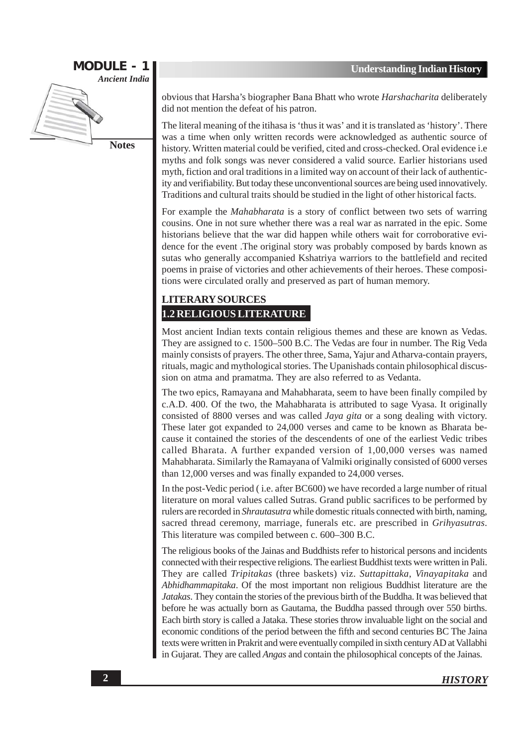obvious that Harsha's biographer Bana Bhatt who wrote *Harshacharita* deliberately did not mention the defeat of his patron.

The literal meaning of the itihasa is 'thus it was' and it is translated as 'history'. There was a time when only written records were acknowledged as authentic source of history. Written material could be verified, cited and cross-checked. Oral evidence i.e myths and folk songs was never considered a valid source. Earlier historians used myth, fiction and oral traditions in a limited way on account of their lack of authenticity and verifiability. But today these unconventional sources are being used innovatively. Traditions and cultural traits should be studied in the light of other historical facts.

For example the *Mahabharata* is a story of conflict between two sets of warring cousins. One in not sure whether there was a real war as narrated in the epic. Some historians believe that the war did happen while others wait for corroborative evidence for the event .The original story was probably composed by bards known as sutas who generally accompanied Kshatriya warriors to the battlefield and recited poems in praise of victories and other achievements of their heroes. These compositions were circulated orally and preserved as part of human memory.

## LITERARY SOURCES

## 1.2 RELIGIOUS LITERATURE

Most ancient Indian texts contain religious themes and these are known as Vedas. They are assigned to c. 1500–500 B.C. The Vedas are four in number. The Rig Veda mainly consists of prayers. The other three, Sama, Yajur and Atharva-contain prayers, rituals, magic and mythological stories. The Upanishads contain philosophical discussion on atma and pramatma. They are also referred to as Vedanta.

The two epics, Ramayana and Mahabharata, seem to have been finally compiled by c.A.D. 400. Of the two, the Mahabharata is attributed to sage Vyasa. It originally consisted of 8800 verses and was called *Jaya gita* or a song dealing with victory. These later got expanded to 24,000 verses and came to be known as Bharata because it contained the stories of the descendents of one of the earliest Vedic tribes called Bharata. A further expanded version of 1,00,000 verses was named Mahabharata. Similarly the Ramayana of Valmiki originally consisted of 6000 verses than 12,000 verses and was finally expanded to 24,000 verses.

In the post-Vedic period ( i.e. after BC600) we have recorded a large number of ritual literature on moral values called Sutras. Grand public sacrifices to be performed by rulers are recorded in *Shrautasutra* while domestic rituals connected with birth, naming, sacred thread ceremony, marriage, funerals etc. are prescribed in *Grihyasutras*. This literature was compiled between c. 600–300 B.C.

The religious books of the Jainas and Buddhists refer to historical persons and incidents connected with their respective religions. The earliest Buddhist texts were written in Pali. They are called *Tripitakas* (three baskets) viz. *Suttapittaka*, *Vinayapitaka* and *Abhidhammapitaka*. Of the most important non religious Buddhist literature are the *Jatakas*. They contain the stories of the previous birth of the Buddha. It was believed that before he was actually born as Gautama, the Buddha passed through over 550 births. Each birth story is called a Jataka. These stories throw invaluable light on the social and economic conditions of the period between the fifth and second centuries BC The Jaina texts were written in Prakrit and were eventually compiled in sixth century AD at Vallabhi in Gujarat. They are called *Angas* and contain the philosophical concepts of the Jainas.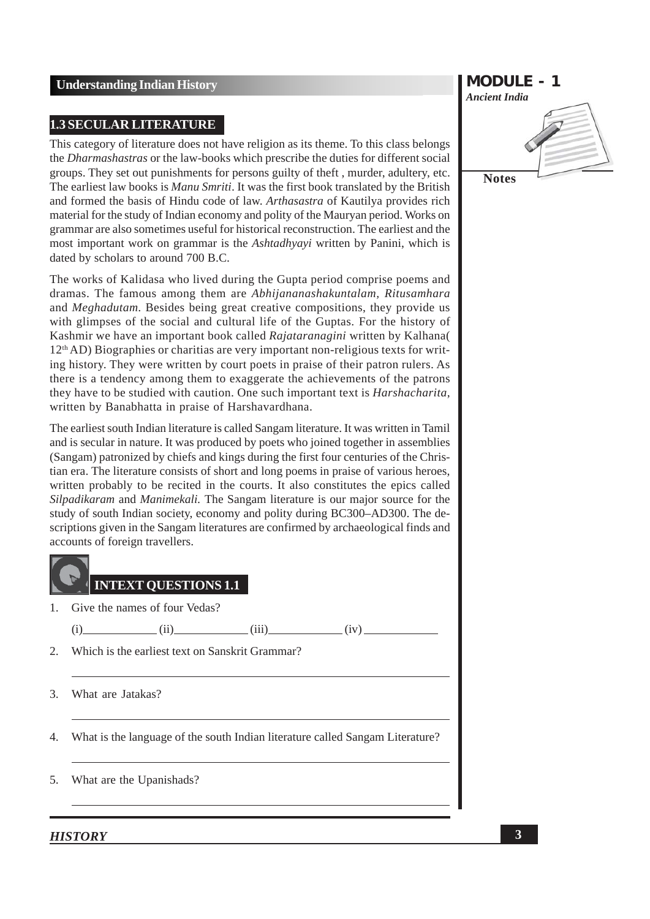## 1.3 SECULAR LITERATURE

This category of literature does not have religion as its theme. To this class belongs the *Dharmashastras* or the law-books which prescribe the duties for different social groups. They set out punishments for persons guilty of theft , murder, adultery, etc. The earliest law books is *Manu Smriti*. It was the first book translated by the British and formed the basis of Hindu code of law. *Arthasastra* of Kautilya provides rich material for the study of Indian economy and polity of the Mauryan period. Works on grammar are also sometimes useful for historical reconstruction. The earliest and the most important work on grammar is the *Ashtadhyayi* written by Panini, which is dated by scholars to around 700 B.C.

The works of Kalidasa who lived during the Gupta period comprise poems and dramas. The famous among them are *Abhijananashakuntalam, Ritusamhara* and *Meghadutam*. Besides being great creative compositions, they provide us with glimpses of the social and cultural life of the Guptas. For the history of Kashmir we have an important book called *Rajataranagini* written by Kalhana( 12th AD) Biographies or charitias are very important non-religious texts for writing history. They were written by court poets in praise of their patron rulers. As there is a tendency among them to exaggerate the achievements of the patrons they have to be studied with caution. One such important text is *Harshacharita*, written by Banabhatta in praise of Harshavardhana.

The earliest south Indian literature is called Sangam literature. It was written in Tamil and is secular in nature. It was produced by poets who joined together in assemblies (Sangam) patronized by chiefs and kings during the first four centuries of the Christian era. The literature consists of short and long poems in praise of various heroes, written probably to be recited in the courts. It also constitutes the epics called *Silpadikaram* and *Manimekali.* The Sangam literature is our major source for the study of south Indian society, economy and polity during BC300–AD300. The descriptions given in the Sangam literatures are confirmed by archaeological finds and accounts of foreign travellers.

### INTEXT QUESTIONS 1.1

1. Give the names of four Vedas?

   (i)____________ (ii)____________ (iii)____________ (iv)____________

2. Which is the earliest text on Sanskrit Grammar?

   ______________________________________________

3. What are Jatakas?

   ______________________________________________

4. What is the language of the south Indian literature called Sangam Literature?

   ______________________________________________

5. What are the Upanishads?

   ______________________________________________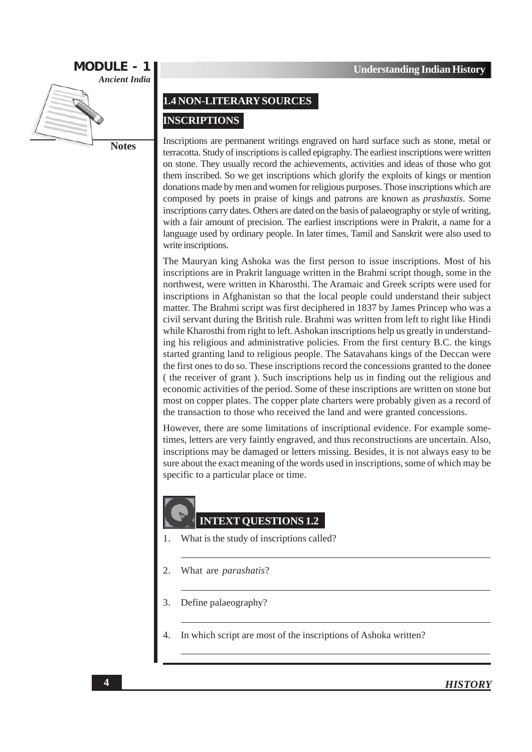## 1.4 NON-LITERARY SOURCES

### INSCRIPTIONS

Inscriptions are permanent writings engraved on hard surface such as stone, metal or terracotta. Study of inscriptions is called epigraphy. The earliest inscriptions were written on stone. They usually record the achievements, activities and ideas of those who got them inscribed. So we get inscriptions which glorify the exploits of kings or mention donations made by men and women for religious purposes. Those inscriptions which are composed by poets in praise of kings and patrons are known as *prashastis*. Some inscriptions carry dates. Others are dated on the basis of palaeography or style of writing, with a fair amount of precision. The earliest inscriptions were in Prakrit, a name for a language used by ordinary people. In later times, Tamil and Sanskrit were also used to write inscriptions.

The Mauryan king Ashoka was the first person to issue inscriptions. Most of his inscriptions are in Prakrit language written in the Brahmi script though, some in the northwest, were written in Kharosthi. The Aramaic and Greek scripts were used for inscriptions in Afghanistan so that the local people could understand their subject matter. The Brahmi script was first deciphered in 1837 by James Princep who was a civil servant during the British rule. Brahmi was written from left to right like Hindi while Kharosthi from right to left. Ashokan inscriptions help us greatly in understanding his religious and administrative policies. From the first century B.C. the kings started granting land to religious people. The Satavahans kings of the Deccan were the first ones to do so. These inscriptions record the concessions granted to the donee ( the receiver of grant ). Such inscriptions help us in finding out the religious and economic activities of the period. Some of these inscriptions are written on stone but most on copper plates. The copper plate charters were probably given as a record of the transaction to those who received the land and were granted concessions.

However, there are some limitations of inscriptional evidence. For example sometimes, letters are very faintly engraved, and thus reconstructions are uncertain. Also, inscriptions may be damaged or letters missing. Besides, it is not always easy to be sure about the exact meaning of the words used in inscriptions, some of which may be specific to a particular place or time.

### INTEXT QUESTIONS 1.2

1. What is the study of inscriptions called?

2. What are *parashatis*?

3. Define palaeography?

4. In which script are most of the inscriptions of Ashoka written?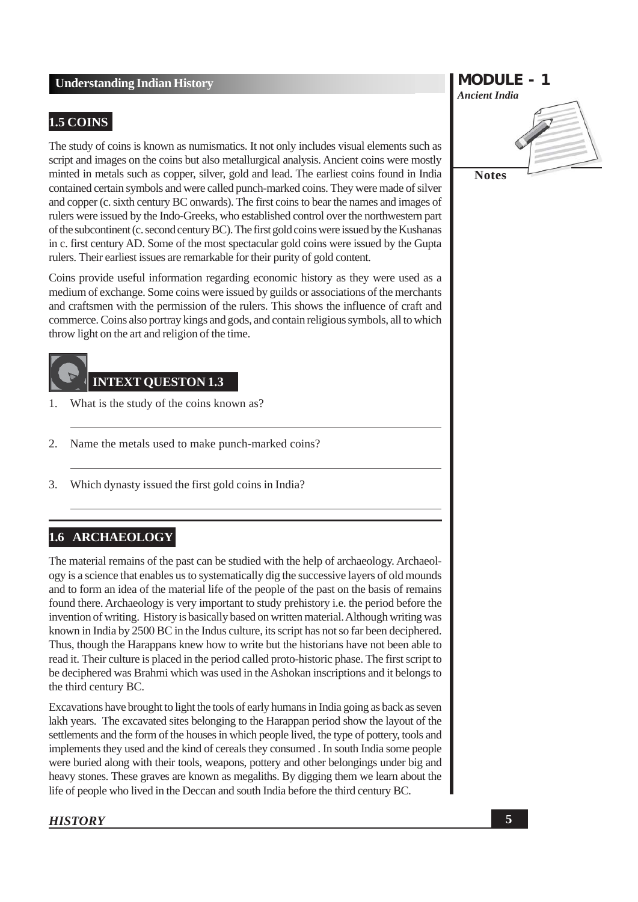## 1.5 COINS

The study of coins is known as numismatics. It not only includes visual elements such as script and images on the coins but also metallurgical analysis. Ancient coins were mostly minted in metals such as copper, silver, gold and lead. The earliest coins found in India contained certain symbols and were called punch-marked coins. They were made of silver and copper (c. sixth century BC onwards). The first coins to bear the names and images of rulers were issued by the Indo-Greeks, who established control over the northwestern part of the subcontinent (c. second century BC). The first gold coins were issued by the Kushanas in c. first century AD. Some of the most spectacular gold coins were issued by the Gupta rulers. Their earliest issues are remarkable for their purity of gold content.

Coins provide useful information regarding economic history as they were used as a medium of exchange. Some coins were issued by guilds or associations of the merchants and craftsmen with the permission of the rulers. This shows the influence of craft and commerce. Coins also portray kings and gods, and contain religious symbols, all to which throw light on the art and religion of the time.

### INTEXT QUESTON 1.3

1. What is the study of the coins known as?

2. Name the metals used to make punch-marked coins?

3. Which dynasty issued the first gold coins in India?

## 1.6 ARCHAEOLOGY

The material remains of the past can be studied with the help of archaeology. Archaeology is a science that enables us to systematically dig the successive layers of old mounds and to form an idea of the material life of the people of the past on the basis of remains found there. Archaeology is very important to study prehistory i.e. the period before the invention of writing. History is basically based on written material. Although writing was known in India by 2500 BC in the Indus culture, its script has not so far been deciphered. Thus, though the Harappans knew how to write but the historians have not been able to read it. Their culture is placed in the period called proto-historic phase. The first script to be deciphered was Brahmi which was used in the Ashokan inscriptions and it belongs to the third century BC.

Excavations have brought to light the tools of early humans in India going as back as seven lakh years. The excavated sites belonging to the Harappan period show the layout of the settlements and the form of the houses in which people lived, the type of pottery, tools and implements they used and the kind of cereals they consumed . In south India some people were buried along with their tools, weapons, pottery and other belongings under big and heavy stones. These graves are known as megaliths. By digging them we learn about the life of people who lived in the Deccan and south India before the third century BC.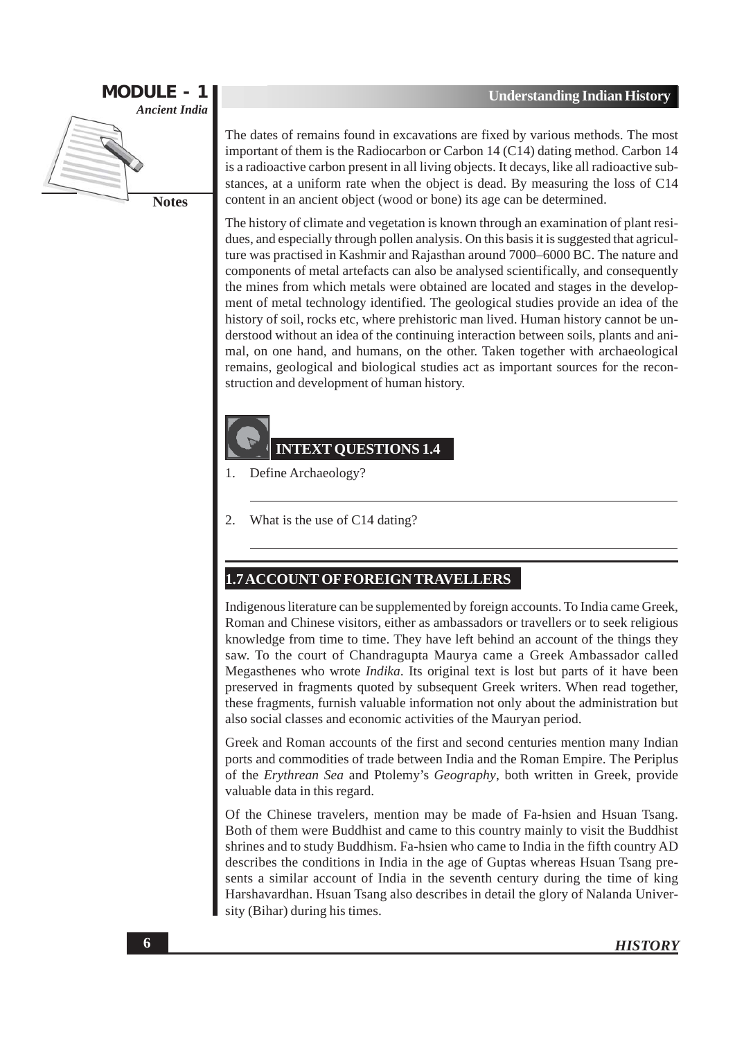The dates of remains found in excavations are fixed by various methods. The most important of them is the Radiocarbon or Carbon 14 (C14) dating method. Carbon 14 is a radioactive carbon present in all living objects. It decays, like all radioactive substances, at a uniform rate when the object is dead. By measuring the loss of C14 content in an ancient object (wood or bone) its age can be determined.

The history of climate and vegetation is known through an examination of plant residues, and especially through pollen analysis. On this basis it is suggested that agriculture was practised in Kashmir and Rajasthan around 7000–6000 BC. The nature and components of metal artefacts can also be analysed scientifically, and consequently the mines from which metals were obtained are located and stages in the development of metal technology identified. The geological studies provide an idea of the history of soil, rocks etc, where prehistoric man lived. Human history cannot be understood without an idea of the continuing interaction between soils, plants and animal, on one hand, and humans, on the other. Taken together with archaeological remains, geological and biological studies act as important sources for the reconstruction and development of human history.

### INTEXT QUESTIONS 1.4

1. Define Archaeology?

   ______________________________________________

2. What is the use of C14 dating?

   ______________________________________________

## 1.7 ACCOUNT OF FOREIGN TRAVELLERS

Indigenous literature can be supplemented by foreign accounts. To India came Greek, Roman and Chinese visitors, either as ambassadors or travellers or to seek religious knowledge from time to time. They have left behind an account of the things they saw. To the court of Chandragupta Maurya came a Greek Ambassador called Megasthenes who wrote *Indika*. Its original text is lost but parts of it have been preserved in fragments quoted by subsequent Greek writers. When read together, these fragments, furnish valuable information not only about the administration but also social classes and economic activities of the Mauryan period.

Greek and Roman accounts of the first and second centuries mention many Indian ports and commodities of trade between India and the Roman Empire. The Periplus of the *Erythrean Sea* and Ptolemy's *Geography*, both written in Greek, provide valuable data in this regard.

Of the Chinese travelers, mention may be made of Fa-hsien and Hsuan Tsang. Both of them were Buddhist and came to this country mainly to visit the Buddhist shrines and to study Buddhism. Fa-hsien who came to India in the fifth country AD describes the conditions in India in the age of Guptas whereas Hsuan Tsang presents a similar account of India in the seventh century during the time of king Harshavardhan. Hsuan Tsang also describes in detail the glory of Nalanda University (Bihar) during his times.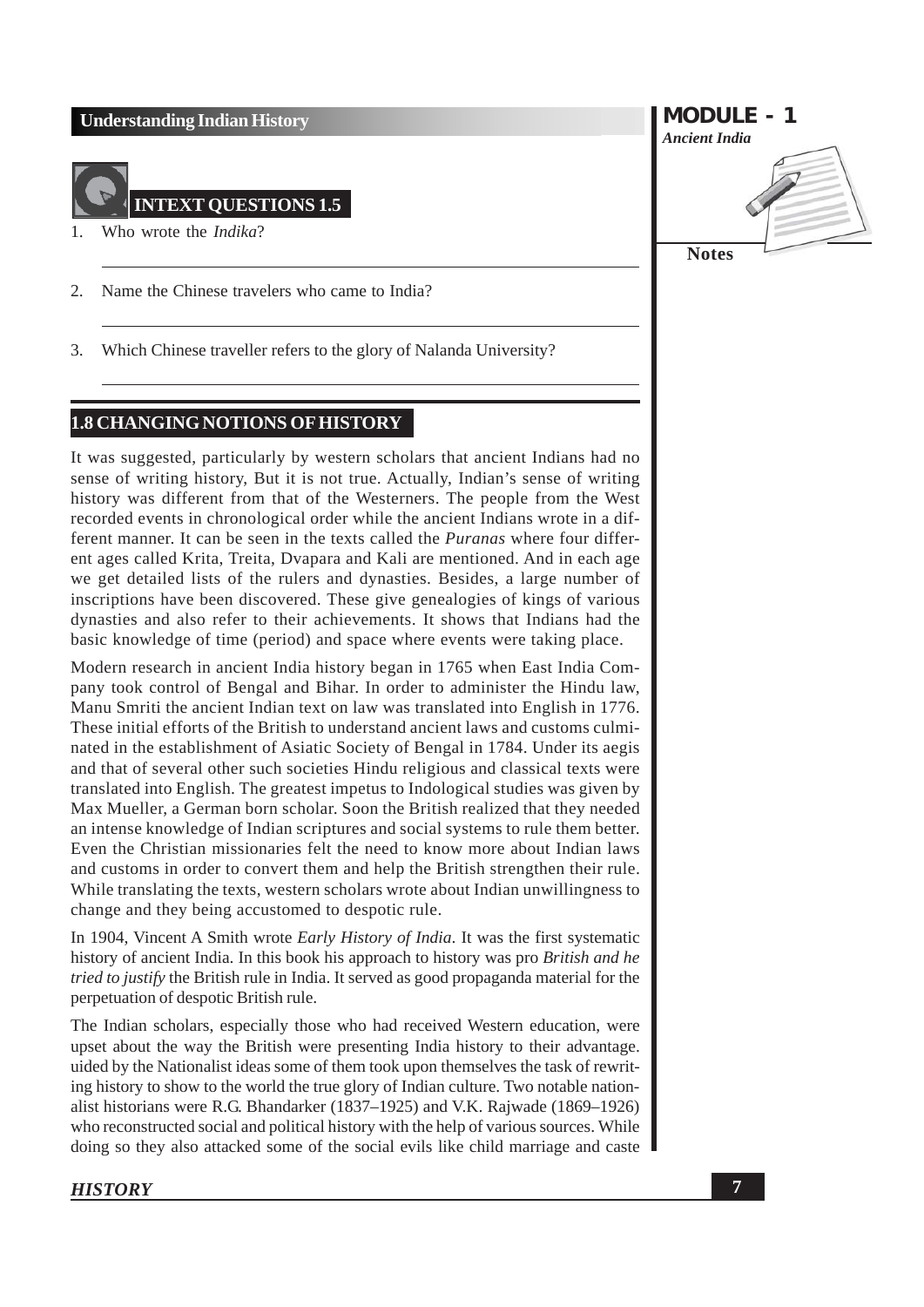## INTEXT QUESTIONS 1.5

1. Who wrote the *Indika*?

2. Name the Chinese travelers who came to India?

3. Which Chinese traveller refers to the glory of Nalanda University?

## 1.8 CHANGING NOTIONS OF HISTORY

It was suggested, particularly by western scholars that ancient Indians had no sense of writing history, But it is not true. Actually, Indian's sense of writing history was different from that of the Westerners. The people from the West recorded events in chronological order while the ancient Indians wrote in a different manner. It can be seen in the texts called the *Puranas* where four different ages called Krita, Treita, Dvapara and Kali are mentioned. And in each age we get detailed lists of the rulers and dynasties. Besides, a large number of inscriptions have been discovered. These give genealogies of kings of various dynasties and also refer to their achievements. It shows that Indians had the basic knowledge of time (period) and space where events were taking place.

Modern research in ancient India history began in 1765 when East India Company took control of Bengal and Bihar. In order to administer the Hindu law, Manu Smriti the ancient Indian text on law was translated into English in 1776. These initial efforts of the British to understand ancient laws and customs culminated in the establishment of Asiatic Society of Bengal in 1784. Under its aegis and that of several other such societies Hindu religious and classical texts were translated into English. The greatest impetus to Indological studies was given by Max Mueller, a German born scholar. Soon the British realized that they needed an intense knowledge of Indian scriptures and social systems to rule them better. Even the Christian missionaries felt the need to know more about Indian laws and customs in order to convert them and help the British strengthen their rule. While translating the texts, western scholars wrote about Indian unwillingness to change and they being accustomed to despotic rule.

In 1904, Vincent A Smith wrote *Early History of India*. It was the first systematic history of ancient India. In this book his approach to history was pro *British and he tried to justify* the British rule in India. It served as good propaganda material for the perpetuation of despotic British rule.

The Indian scholars, especially those who had received Western education, were upset about the way the British were presenting India history to their advantage. uided by the Nationalist ideas some of them took upon themselves the task of rewriting history to show to the world the true glory of Indian culture. Two notable nationalist historians were R.G. Bhandarker (1837–1925) and V.K. Rajwade (1869–1926) who reconstructed social and political history with the help of various sources. While doing so they also attacked some of the social evils like child marriage and caste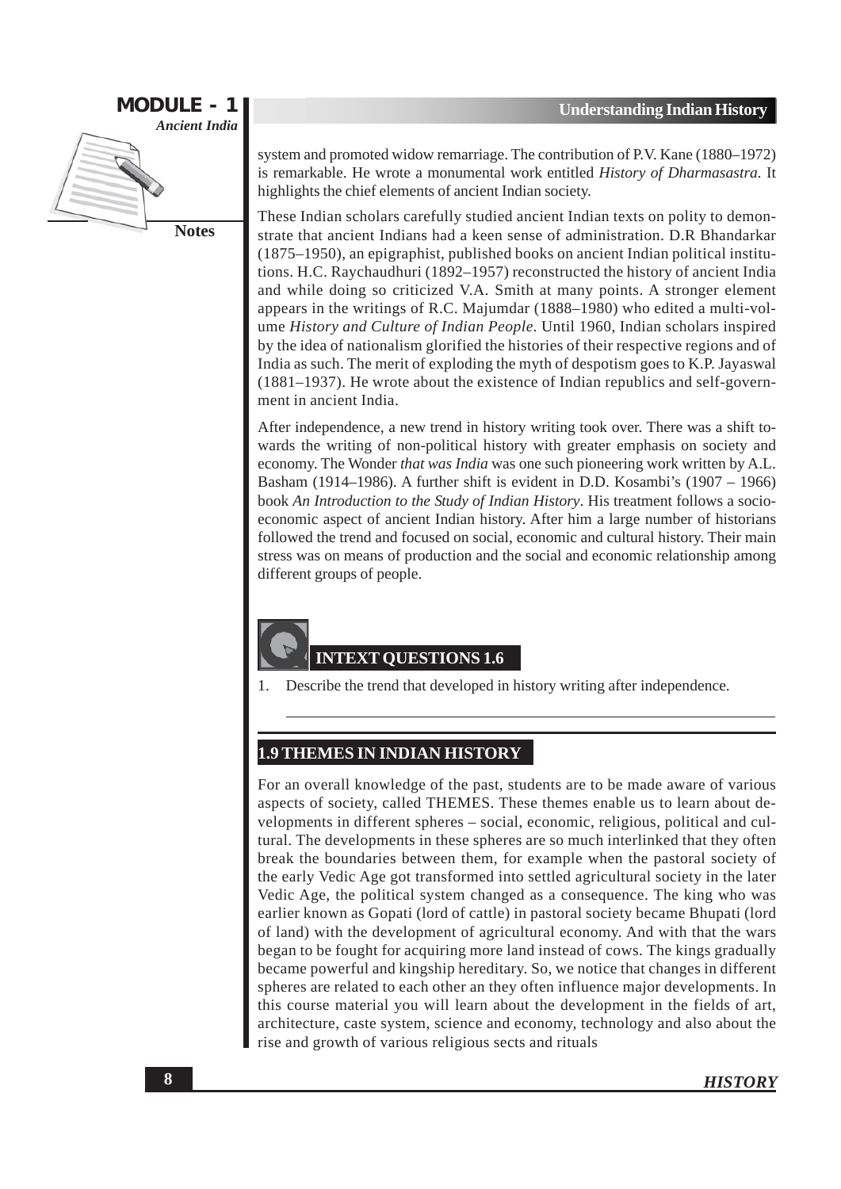system and promoted widow remarriage. The contribution of P.V. Kane (1880–1972) is remarkable. He wrote a monumental work entitled *History of Dharmasastra.* It highlights the chief elements of ancient Indian society.

These Indian scholars carefully studied ancient Indian texts on polity to demonstrate that ancient Indians had a keen sense of administration. D.R Bhandarkar (1875–1950), an epigraphist, published books on ancient Indian political institutions. H.C. Raychaudhuri (1892–1957) reconstructed the history of ancient India and while doing so criticized V.A. Smith at many points. A stronger element appears in the writings of R.C. Majumdar (1888–1980) who edited a multi-volume *History and Culture of Indian People.* Until 1960, Indian scholars inspired by the idea of nationalism glorified the histories of their respective regions and of India as such. The merit of exploding the myth of despotism goes to K.P. Jayaswal (1881–1937). He wrote about the existence of Indian republics and self-government in ancient India.

After independence, a new trend in history writing took over. There was a shift towards the writing of non-political history with greater emphasis on society and economy. The Wonder *that was India* was one such pioneering work written by A.L. Basham (1914–1986). A further shift is evident in D.D. Kosambi's (1907 – 1966) book *An Introduction to the Study of Indian History*. His treatment follows a socio-economic aspect of ancient Indian history. After him a large number of historians followed the trend and focused on social, economic and cultural history. Their main stress was on means of production and the social and economic relationship among different groups of people.

## INTEXT QUESTIONS 1.6

1. Describe the trend that developed in history writing after independence.

## 1.9 THEMES IN INDIAN HISTORY

For an overall knowledge of the past, students are to be made aware of various aspects of society, called THEMES. These themes enable us to learn about developments in different spheres – social, economic, religious, political and cultural. The developments in these spheres are so much interlinked that they often break the boundaries between them, for example when the pastoral society of the early Vedic Age got transformed into settled agricultural society in the later Vedic Age, the political system changed as a consequence. The king who was earlier known as Gopati (lord of cattle) in pastoral society became Bhupati (lord of land) with the development of agricultural economy. And with that the wars began to be fought for acquiring more land instead of cows. The kings gradually became powerful and kingship hereditary. So, we notice that changes in different spheres are related to each other an they often influence major developments. In this course material you will learn about the development in the fields of art, architecture, caste system, science and economy, technology and also about the rise and growth of various religious sects and rituals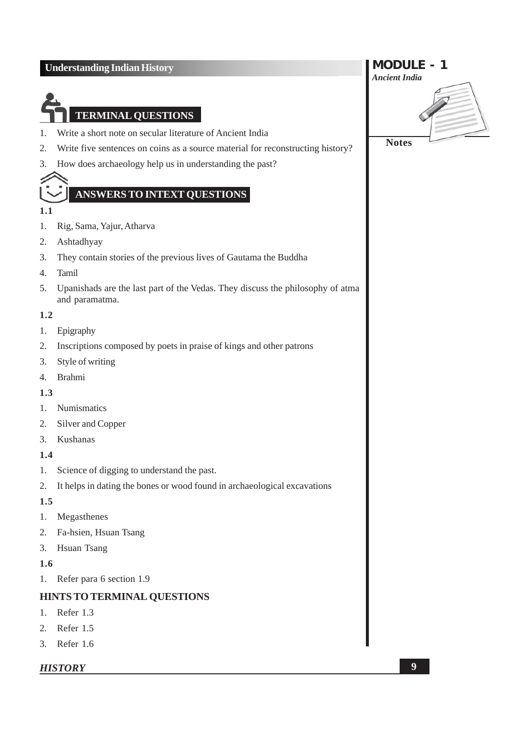## TERMINAL QUESTIONS

1. Write a short note on secular literature of Ancient India
2. Write five sentences on coins as a source material for reconstructing history?
3. How does archaeology help us in understanding the past?

## ANSWERS TO INTEXT QUESTIONS

**1.1**

1. Rig, Sama, Yajur, Atharva
2. Ashtadhyay
3. They contain stories of the previous lives of Gautama the Buddha
4. Tamil
5. Upanishads are the last part of the Vedas. They discuss the philosophy of atma and paramatma.

**1.2**

1. Epigraphy
2. Inscriptions composed by poets in praise of kings and other patrons
3. Style of writing
4. Brahmi

**1.3**

1. Numismatics
2. Silver and Copper
3. Kushanas

**1.4**

1. Science of digging to understand the past.
2. It helps in dating the bones or wood found in archaeological excavations

**1.5**

1. Megasthenes
2. Fa-hsien, Hsuan Tsang
3. Hsuan Tsang

**1.6**

1. Refer para 6 section 1.9

### HINTS TO TERMINAL QUESTIONS

1. Refer 1.3
2. Refer 1.5
3. Refer 1.6